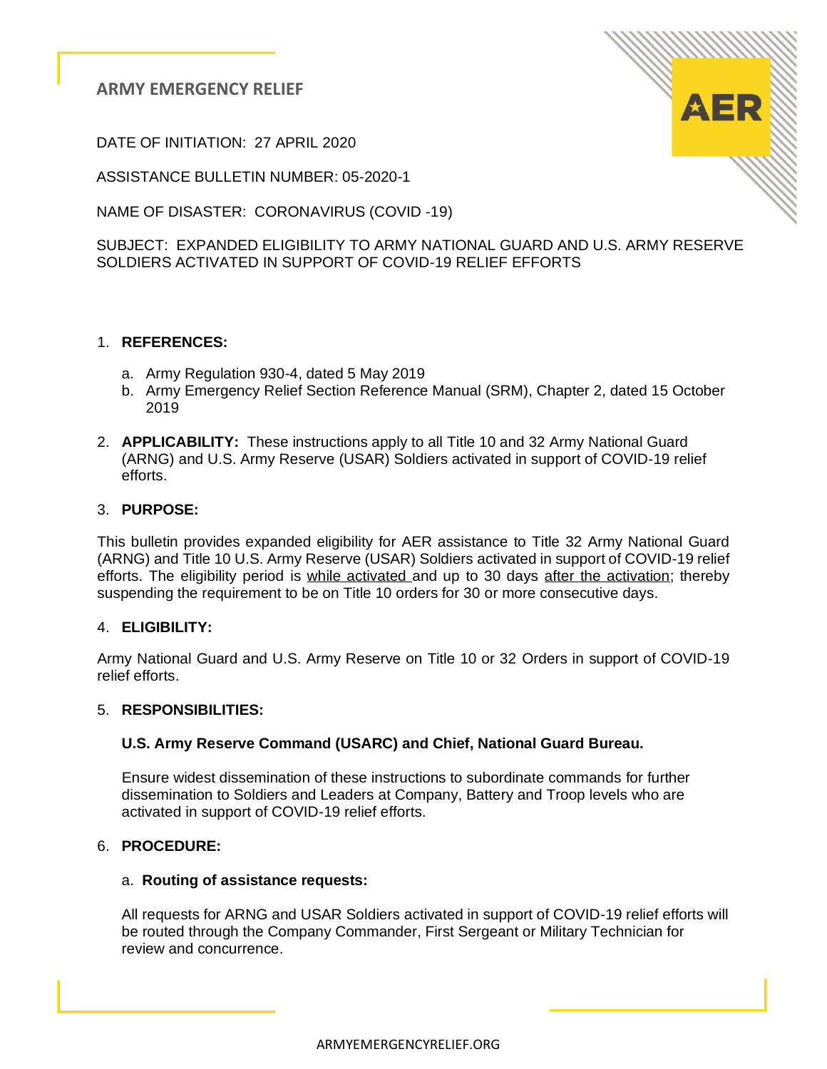# ARMY EMERGENCY RELIEF

DATE OF INITIATION: 27 APRIL 2020

ASSISTANCE BULLETIN NUMBER: 05-2020-1

NAME OF DISASTER: CORONAVIRUS (COVID -19)

SUBJECT: EXPANDED ELIGIBILITY TO ARMY NATIONAL GUARD AND U.S. ARMY RESERVE SOLDIERS ACTIVATED IN SUPPORT OF COVID-19 RELIEF EFFORTS

1. **REFERENCES:**
   a. Army Regulation 930-4, dated 5 May 2019
   b. Army Emergency Relief Section Reference Manual (SRM), Chapter 2, dated 15 October 2019

2. **APPLICABILITY:** These instructions apply to all Title 10 and 32 Army National Guard (ARNG) and U.S. Army Reserve (USAR) Soldiers activated in support of COVID-19 relief efforts.

3. **PURPOSE:**

This bulletin provides expanded eligibility for AER assistance to Title 32 Army National Guard (ARNG) and Title 10 U.S. Army Reserve (USAR) Soldiers activated in support of COVID-19 relief efforts. The eligibility period is <u>while activated</u> and up to 30 days <u>after the activation</u>; thereby suspending the requirement to be on Title 10 orders for 30 or more consecutive days.

4. **ELIGIBILITY:**

Army National Guard and U.S. Army Reserve on Title 10 or 32 Orders in support of COVID-19 relief efforts.

5. **RESPONSIBILITIES:**

   **U.S. Army Reserve Command (USARC) and Chief, National Guard Bureau.**

   Ensure widest dissemination of these instructions to subordinate commands for further dissemination to Soldiers and Leaders at Company, Battery and Troop levels who are activated in support of COVID-19 relief efforts.

6. **PROCEDURE:**

   a. **Routing of assistance requests:**

   All requests for ARNG and USAR Soldiers activated in support of COVID-19 relief efforts will be routed through the Company Commander, First Sergeant or Military Technician for review and concurrence.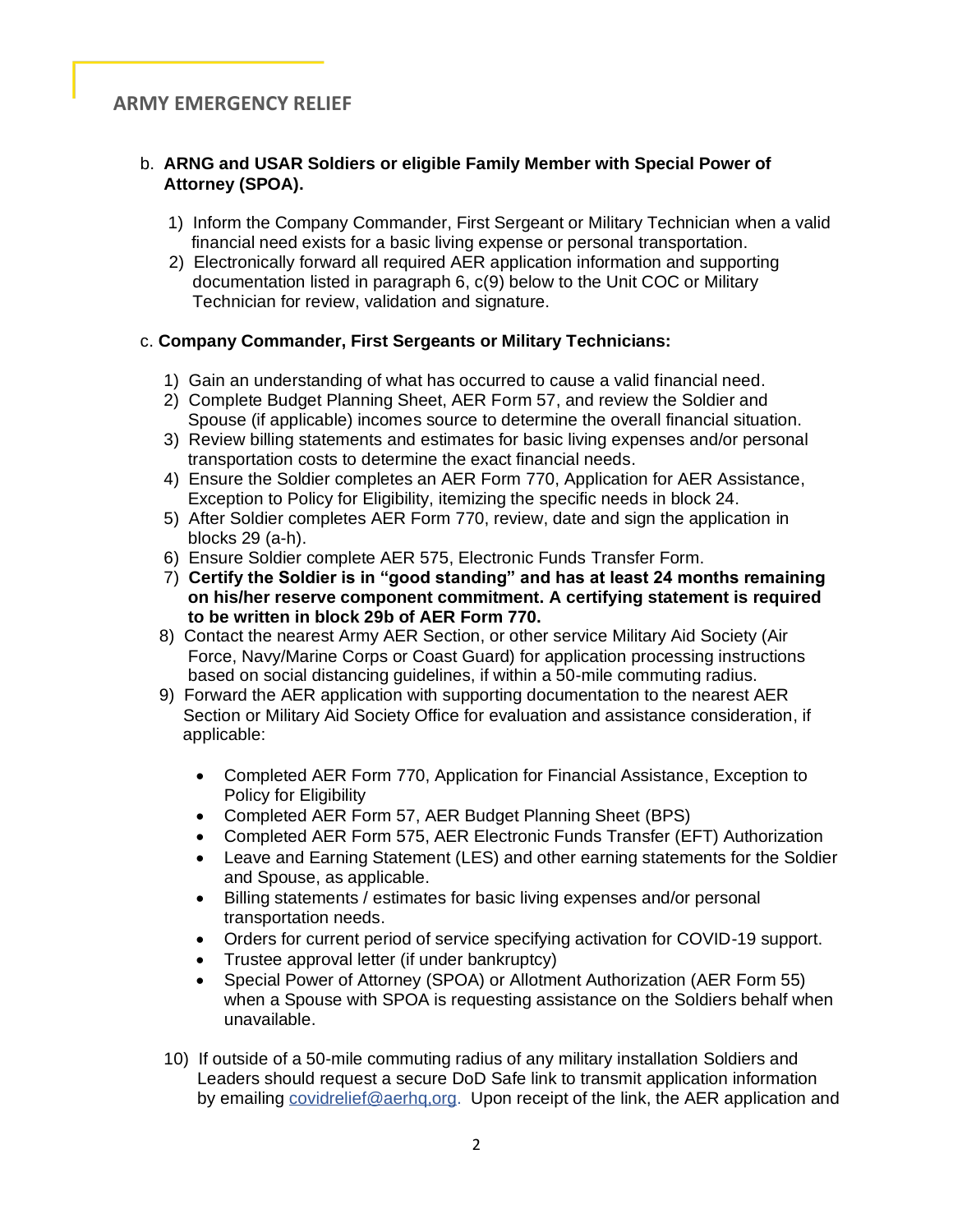b. **ARNG and USAR Soldiers or eligible Family Member with Special Power of Attorney (SPOA).**

1) Inform the Company Commander, First Sergeant or Military Technician when a valid financial need exists for a basic living expense or personal transportation.
2) Electronically forward all required AER application information and supporting documentation listed in paragraph 6, c(9) below to the Unit COC or Military Technician for review, validation and signature.

c. **Company Commander, First Sergeants or Military Technicians:**

1) Gain an understanding of what has occurred to cause a valid financial need.
2) Complete Budget Planning Sheet, AER Form 57, and review the Soldier and Spouse (if applicable) incomes source to determine the overall financial situation.
3) Review billing statements and estimates for basic living expenses and/or personal transportation costs to determine the exact financial needs.
4) Ensure the Soldier completes an AER Form 770, Application for AER Assistance, Exception to Policy for Eligibility, itemizing the specific needs in block 24.
5) After Soldier completes AER Form 770, review, date and sign the application in blocks 29 (a-h).
6) Ensure Soldier complete AER 575, Electronic Funds Transfer Form.
7) **Certify the Soldier is in "good standing" and has at least 24 months remaining on his/her reserve component commitment. A certifying statement is required to be written in block 29b of AER Form 770.**
8) Contact the nearest Army AER Section, or other service Military Aid Society (Air Force, Navy/Marine Corps or Coast Guard) for application processing instructions based on social distancing guidelines, if within a 50-mile commuting radius.
9) Forward the AER application with supporting documentation to the nearest AER Section or Military Aid Society Office for evaluation and assistance consideration, if applicable:
   - Completed AER Form 770, Application for Financial Assistance, Exception to Policy for Eligibility
   - Completed AER Form 57, AER Budget Planning Sheet (BPS)
   - Completed AER Form 575, AER Electronic Funds Transfer (EFT) Authorization
   - Leave and Earning Statement (LES) and other earning statements for the Soldier and Spouse, as applicable.
   - Billing statements / estimates for basic living expenses and/or personal transportation needs.
   - Orders for current period of service specifying activation for COVID-19 support.
   - Trustee approval letter (if under bankruptcy)
   - Special Power of Attorney (SPOA) or Allotment Authorization (AER Form 55) when a Spouse with SPOA is requesting assistance on the Soldiers behalf when unavailable.
10) If outside of a 50-mile commuting radius of any military installation Soldiers and Leaders should request a secure DoD Safe link to transmit application information by emailing covidrelief@aerhq.org. Upon receipt of the link, the AER application and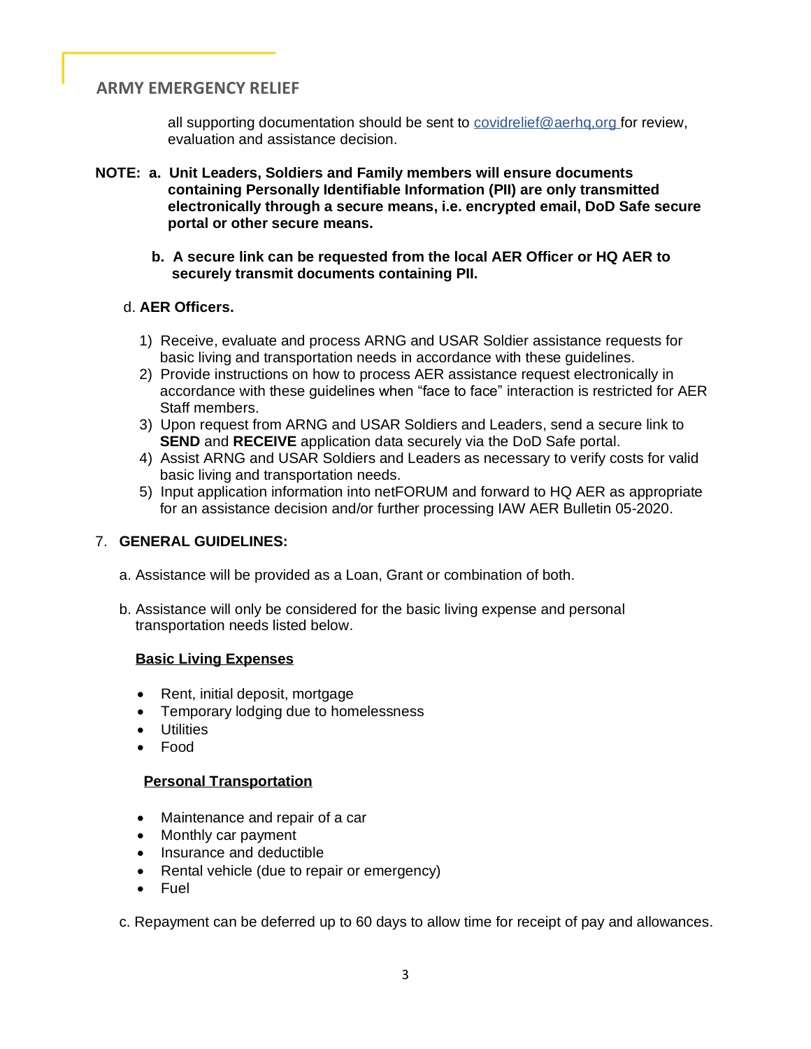all supporting documentation should be sent to covidrelief@aerhq,org for review, evaluation and assistance decision.

**NOTE: a. Unit Leaders, Soldiers and Family members will ensure documents containing Personally Identifiable Information (PII) are only transmitted electronically through a secure means, i.e. encrypted email, DoD Safe secure portal or other secure means.**

**b. A secure link can be requested from the local AER Officer or HQ AER to securely transmit documents containing PII.**

d. **AER Officers.**

1) Receive, evaluate and process ARNG and USAR Soldier assistance requests for basic living and transportation needs in accordance with these guidelines.
2) Provide instructions on how to process AER assistance request electronically in accordance with these guidelines when "face to face" interaction is restricted for AER Staff members.
3) Upon request from ARNG and USAR Soldiers and Leaders, send a secure link to **SEND** and **RECEIVE** application data securely via the DoD Safe portal.
4) Assist ARNG and USAR Soldiers and Leaders as necessary to verify costs for valid basic living and transportation needs.
5) Input application information into netFORUM and forward to HQ AER as appropriate for an assistance decision and/or further processing IAW AER Bulletin 05-2020.

7. **GENERAL GUIDELINES:**

a. Assistance will be provided as a Loan, Grant or combination of both.

b. Assistance will only be considered for the basic living expense and personal transportation needs listed below.

**Basic Living Expenses**

- Rent, initial deposit, mortgage
- Temporary lodging due to homelessness
- Utilities
- Food

**Personal Transportation**

- Maintenance and repair of a car
- Monthly car payment
- Insurance and deductible
- Rental vehicle (due to repair or emergency)
- Fuel

c. Repayment can be deferred up to 60 days to allow time for receipt of pay and allowances.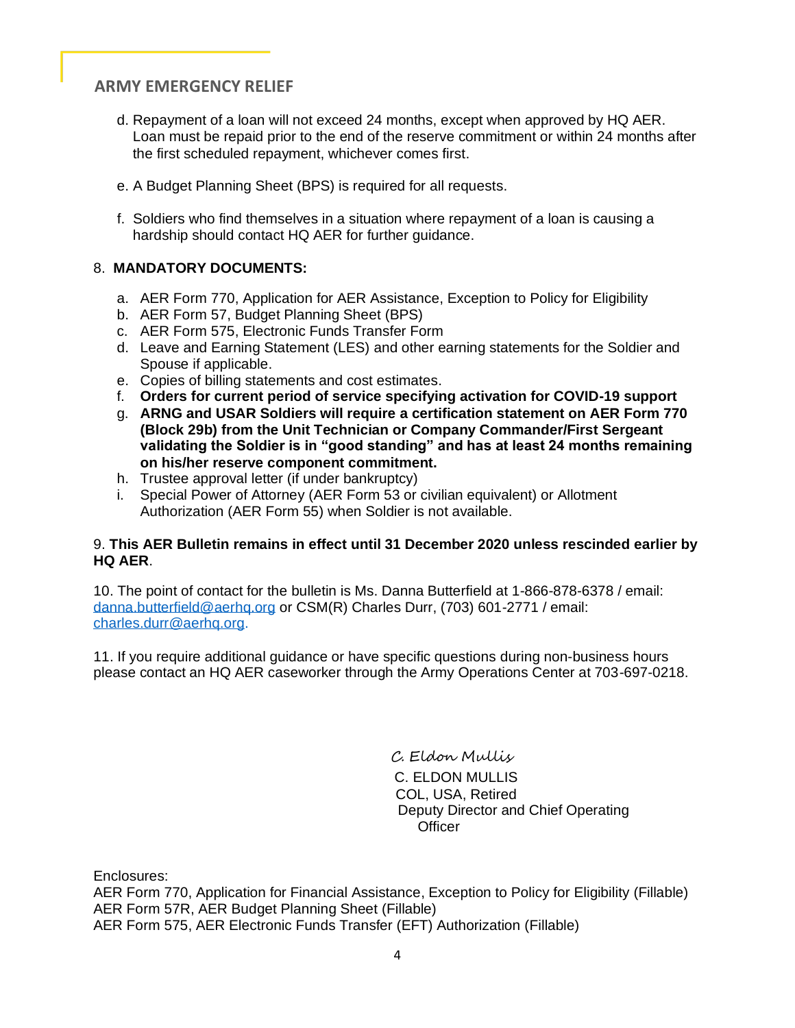d. Repayment of a loan will not exceed 24 months, except when approved by HQ AER. Loan must be repaid prior to the end of the reserve commitment or within 24 months after the first scheduled repayment, whichever comes first.

e. A Budget Planning Sheet (BPS) is required for all requests.

f. Soldiers who find themselves in a situation where repayment of a loan is causing a hardship should contact HQ AER for further guidance.

8. **MANDATORY DOCUMENTS:**

a. AER Form 770, Application for AER Assistance, Exception to Policy for Eligibility
b. AER Form 57, Budget Planning Sheet (BPS)
c. AER Form 575, Electronic Funds Transfer Form
d. Leave and Earning Statement (LES) and other earning statements for the Soldier and Spouse if applicable.
e. Copies of billing statements and cost estimates.
f. **Orders for current period of service specifying activation for COVID-19 support**
g. **ARNG and USAR Soldiers will require a certification statement on AER Form 770 (Block 29b) from the Unit Technician or Company Commander/First Sergeant validating the Soldier is in "good standing" and has at least 24 months remaining on his/her reserve component commitment.**
h. Trustee approval letter (if under bankruptcy)
i. Special Power of Attorney (AER Form 53 or civilian equivalent) or Allotment Authorization (AER Form 55) when Soldier is not available.

9. **This AER Bulletin remains in effect until 31 December 2020 unless rescinded earlier by HQ AER**.

10. The point of contact for the bulletin is Ms. Danna Butterfield at 1-866-878-6378 / email: danna.butterfield@aerhq.org or CSM(R) Charles Durr, (703) 601-2771 / email: charles.durr@aerhq.org.

11. If you require additional guidance or have specific questions during non-business hours please contact an HQ AER caseworker through the Army Operations Center at 703-697-0218.

*C. Eldon Mullis*

C. ELDON MULLIS
COL, USA, Retired
Deputy Director and Chief Operating Officer

Enclosures:
AER Form 770, Application for Financial Assistance, Exception to Policy for Eligibility (Fillable)
AER Form 57R, AER Budget Planning Sheet (Fillable)
AER Form 575, AER Electronic Funds Transfer (EFT) Authorization (Fillable)